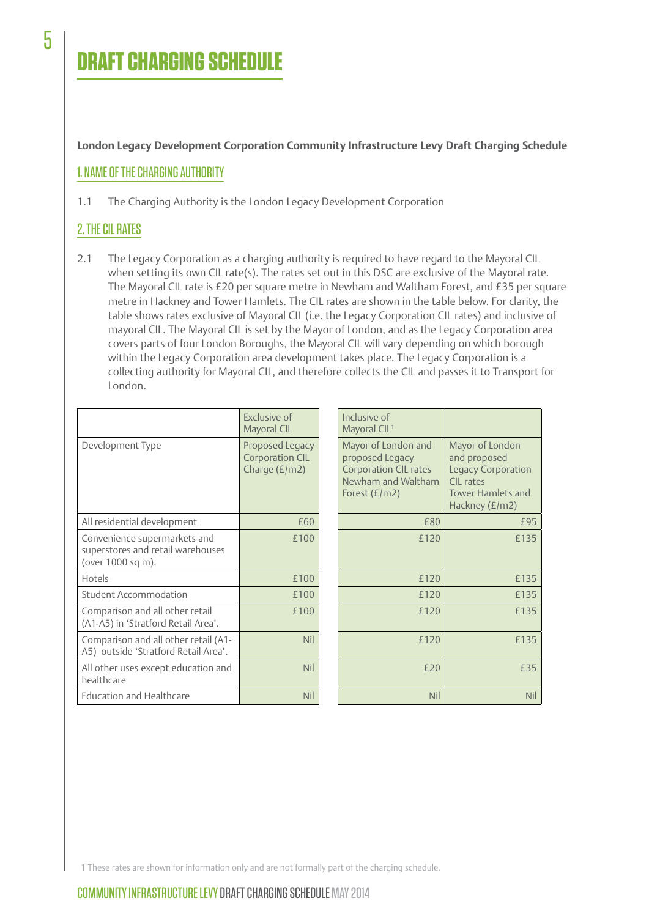# DRAFT CHARGING SCHEDULE

**London Legacy Development Corporation Community Infrastructure Levy Draft Charging Schedule**

## 1. NAME OF THE CHARGING AUTHORITY

1.1 The Charging Authority is the London Legacy Development Corporation

## 2. THE CIL RATES

2.1 The Legacy Corporation as a charging authority is required to have regard to the Mayoral CIL when setting its own CIL rate(s). The rates set out in this DSC are exclusive of the Mayoral rate. The Mayoral CIL rate is £20 per square metre in Newham and Waltham Forest, and £35 per square metre in Hackney and Tower Hamlets. The CIL rates are shown in the table below. For clarity, the table shows rates exclusive of Mayoral CIL (i.e. the Legacy Corporation CIL rates) and inclusive of mayoral CIL. The Mayoral CIL is set by the Mayor of London, and as the Legacy Corporation area covers parts of four London Boroughs, the Mayoral CIL will vary depending on which borough within the Legacy Corporation area development takes place. The Legacy Corporation is a collecting authority for Mayoral CIL, and therefore collects the CIL and passes it to Transport for London.

| | Exclusive of Mayoral CIL | Inclusive of Mayoral CIL[1] | |
|---|---|---|---|
| Development Type | Proposed Legacy Corporation CIL Charge (£/m2) | Mayor of London and proposed Legacy Corporation CIL rates Newham and Waltham Forest (£/m2) | Mayor of London and proposed Legacy Corporation CIL rates Tower Hamlets and Hackney (£/m2) |
| All residential development | £60 | £80 | £95 |
| Convenience supermarkets and superstores and retail warehouses (over 1000 sq m). | £100 | £120 | £135 |
| Hotels | £100 | £120 | £135 |
| Student Accommodation | £100 | £120 | £135 |
| Comparison and all other retail (A1-A5) in 'Stratford Retail Area'. | £100 | £120 | £135 |
| Comparison and all other retail (A1-A5) outside 'Stratford Retail Area'. | Nil | £120 | £135 |
| All other uses except education and healthcare | Nil | £20 | £35 |
| Education and Healthcare | Nil | Nil | Nil |

1 These rates are shown for information only and are not formally part of the charging schedule.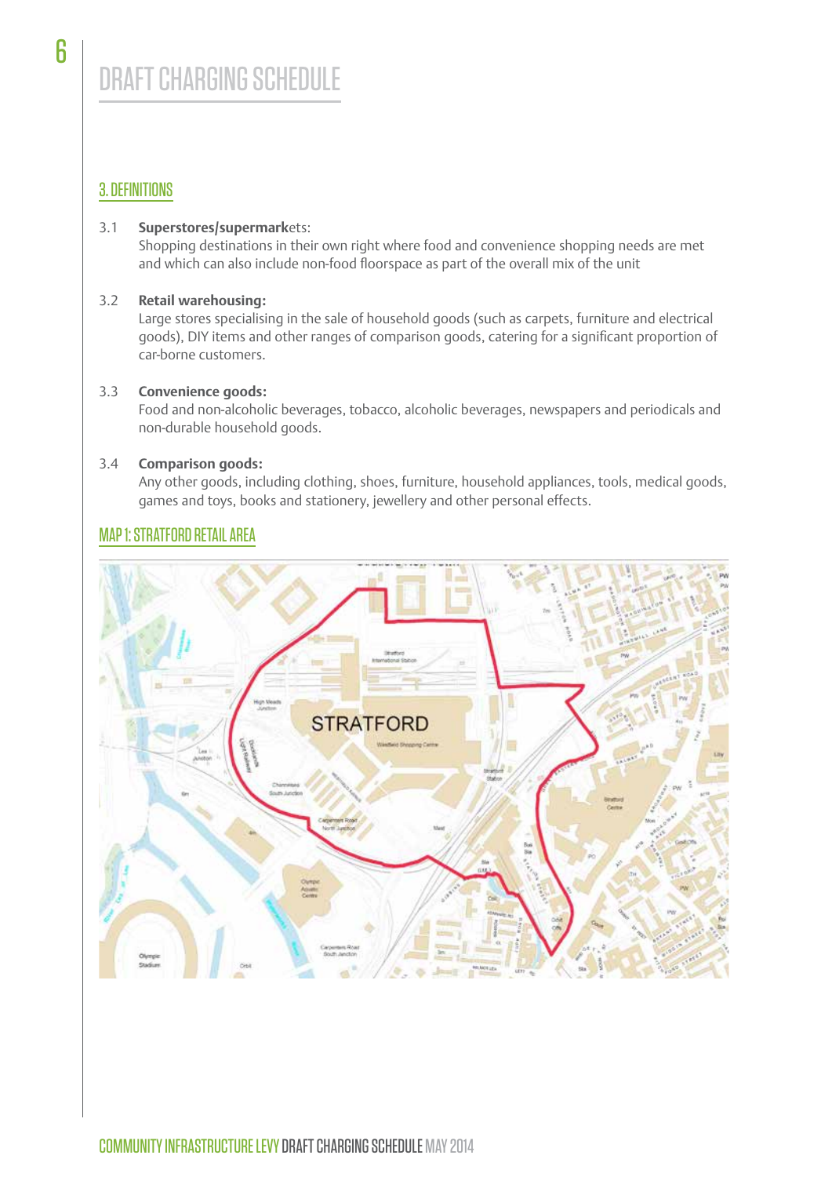# DRAFT CHARGING SCHEDULE

## 3. DEFINITIONS

3.1 **Superstores/supermarkets:**
Shopping destinations in their own right where food and convenience shopping needs are met and which can also include non-food floorspace as part of the overall mix of the unit

3.2 **Retail warehousing:**
Large stores specialising in the sale of household goods (such as carpets, furniture and electrical goods), DIY items and other ranges of comparison goods, catering for a significant proportion of car-borne customers.

3.3 **Convenience goods:**
Food and non-alcoholic beverages, tobacco, alcoholic beverages, newspapers and periodicals and non-durable household goods.

3.4 **Comparison goods:**
Any other goods, including clothing, shoes, furniture, household appliances, tools, medical goods, games and toys, books and stationery, jewellery and other personal effects.

## MAP 1: STRATFORD RETAIL AREA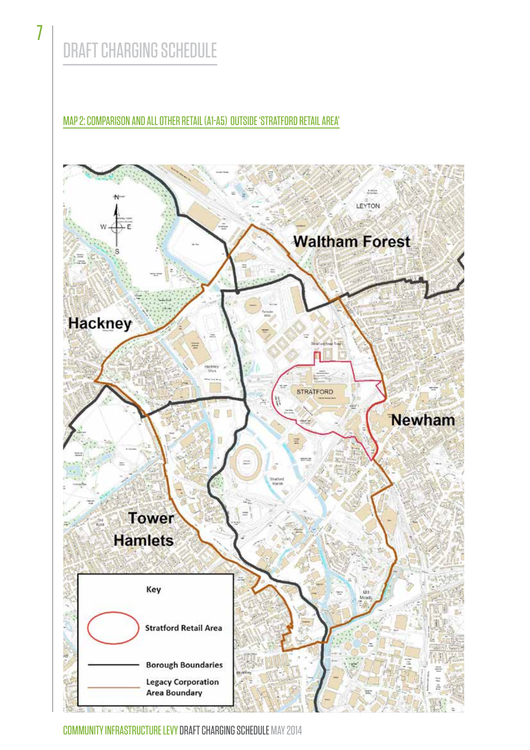# DRAFT CHARGING SCHEDULE

## MAP 2: COMPARISON AND ALL OTHER RETAIL (A1-A5) OUTSIDE 'STRATFORD RETAIL AREA'

Key

Stratford Retail Area

Borough Boundaries

Legacy Corporation Area Boundary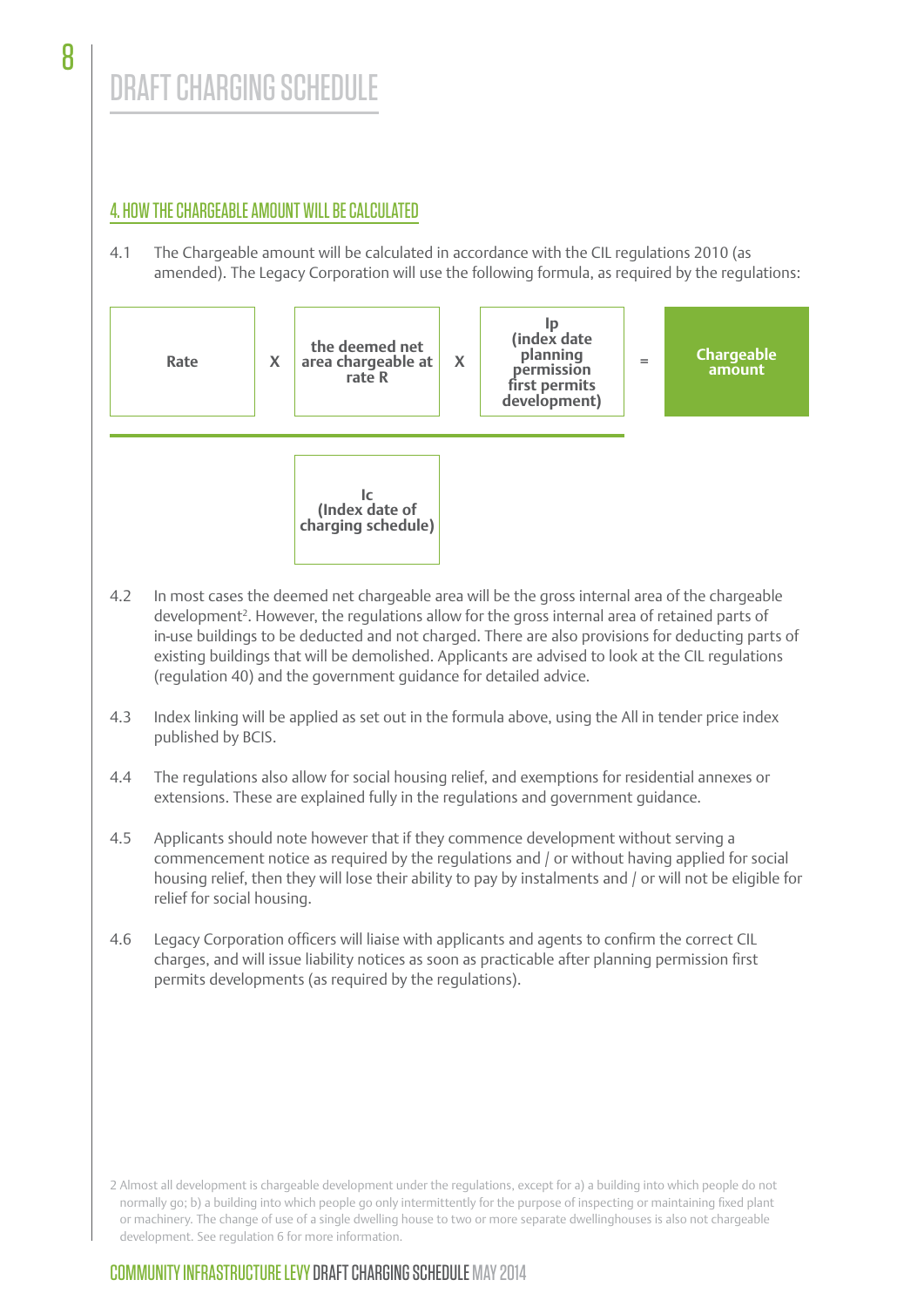# DRAFT CHARGING SCHEDULE

## 4. HOW THE CHARGEABLE AMOUNT WILL BE CALCULATED

4.1 The Chargeable amount will be calculated in accordance with the CIL regulations 2010 (as amended). The Legacy Corporation will use the following formula, as required by the regulations:

$$\frac{\text{Rate} \times \text{the deemed net area chargeable at rate R} \times \text{Ip (index date planning permission first permits development)}}{\text{Ic (Index date of charging schedule)}} = \text{Chargeable amount}$$

4.2 In most cases the deemed net chargeable area will be the gross internal area of the chargeable development[2]. However, the regulations allow for the gross internal area of retained parts of in-use buildings to be deducted and not charged. There are also provisions for deducting parts of existing buildings that will be demolished. Applicants are advised to look at the CIL regulations (regulation 40) and the government guidance for detailed advice.

4.3 Index linking will be applied as set out in the formula above, using the All in tender price index published by BCIS.

4.4 The regulations also allow for social housing relief, and exemptions for residential annexes or extensions. These are explained fully in the regulations and government guidance.

4.5 Applicants should note however that if they commence development without serving a commencement notice as required by the regulations and / or without having applied for social housing relief, then they will lose their ability to pay by instalments and / or will not be eligible for relief for social housing.

4.6 Legacy Corporation officers will liaise with applicants and agents to confirm the correct CIL charges, and will issue liability notices as soon as practicable after planning permission first permits developments (as required by the regulations).

2 Almost all development is chargeable development under the regulations, except for a) a building into which people do not normally go; b) a building into which people go only intermittently for the purpose of inspecting or maintaining fixed plant or machinery. The change of use of a single dwelling house to two or more separate dwellinghouses is also not chargeable development. See regulation 6 for more information.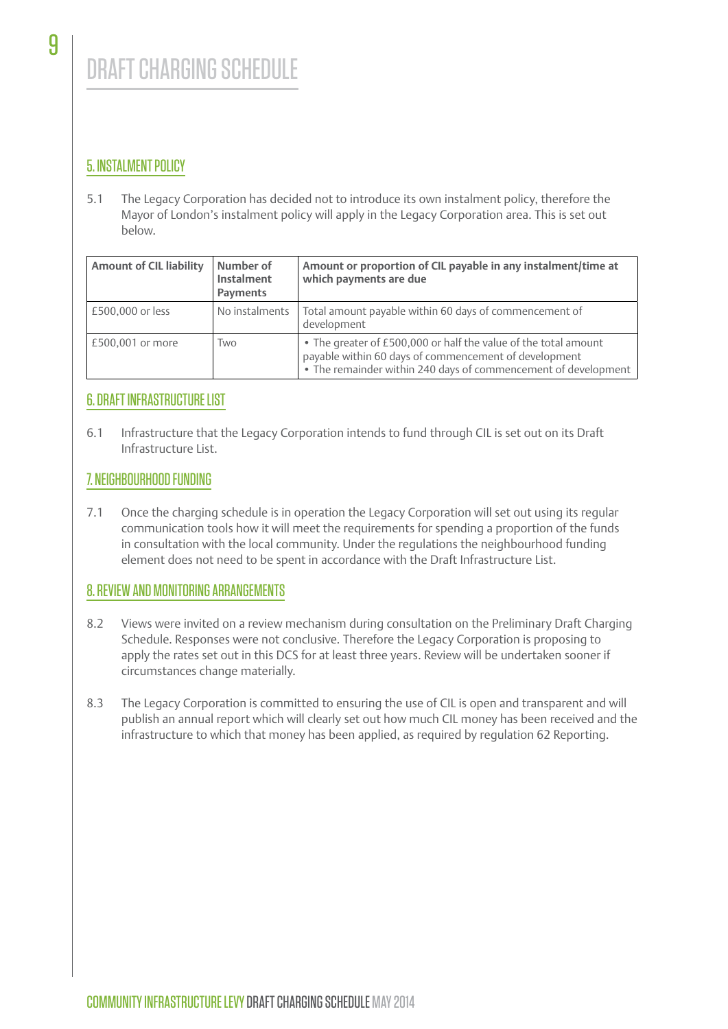# DRAFT CHARGING SCHEDULE

## 5. INSTALMENT POLICY

5.1 The Legacy Corporation has decided not to introduce its own instalment policy, therefore the Mayor of London's instalment policy will apply in the Legacy Corporation area. This is set out below.

| Amount of CIL liability | Number of Instalment Payments | Amount or proportion of CIL payable in any instalment/time at which payments are due |
|---|---|---|
| £500,000 or less | No instalments | Total amount payable within 60 days of commencement of development |
| £500,001 or more | Two | • The greater of £500,000 or half the value of the total amount payable within 60 days of commencement of development<br>• The remainder within 240 days of commencement of development |

## 6. DRAFT INFRASTRUCTURE LIST

6.1 Infrastructure that the Legacy Corporation intends to fund through CIL is set out on its Draft Infrastructure List.

## 7. NEIGHBOURHOOD FUNDING

7.1 Once the charging schedule is in operation the Legacy Corporation will set out using its regular communication tools how it will meet the requirements for spending a proportion of the funds in consultation with the local community. Under the regulations the neighbourhood funding element does not need to be spent in accordance with the Draft Infrastructure List.

## 8. REVIEW AND MONITORING ARRANGEMENTS

8.2 Views were invited on a review mechanism during consultation on the Preliminary Draft Charging Schedule. Responses were not conclusive. Therefore the Legacy Corporation is proposing to apply the rates set out in this DCS for at least three years. Review will be undertaken sooner if circumstances change materially.

8.3 The Legacy Corporation is committed to ensuring the use of CIL is open and transparent and will publish an annual report which will clearly set out how much CIL money has been received and the infrastructure to which that money has been applied, as required by regulation 62 Reporting.